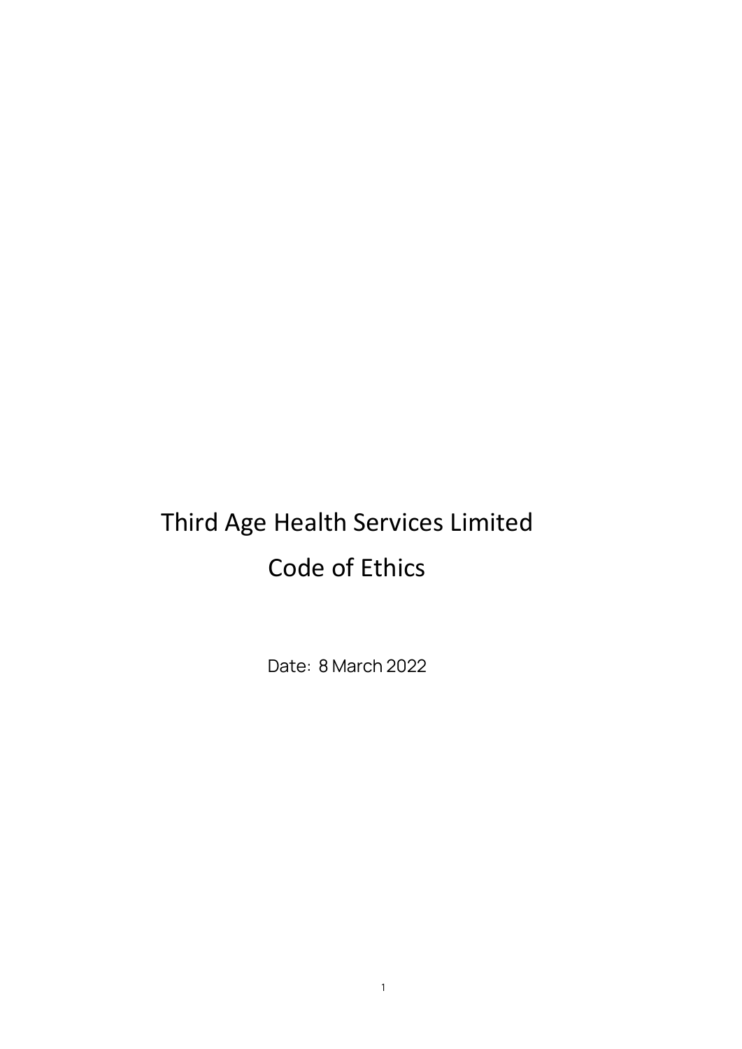# Third Age Health Services Limited
# Code of Ethics

Date：8 March 2022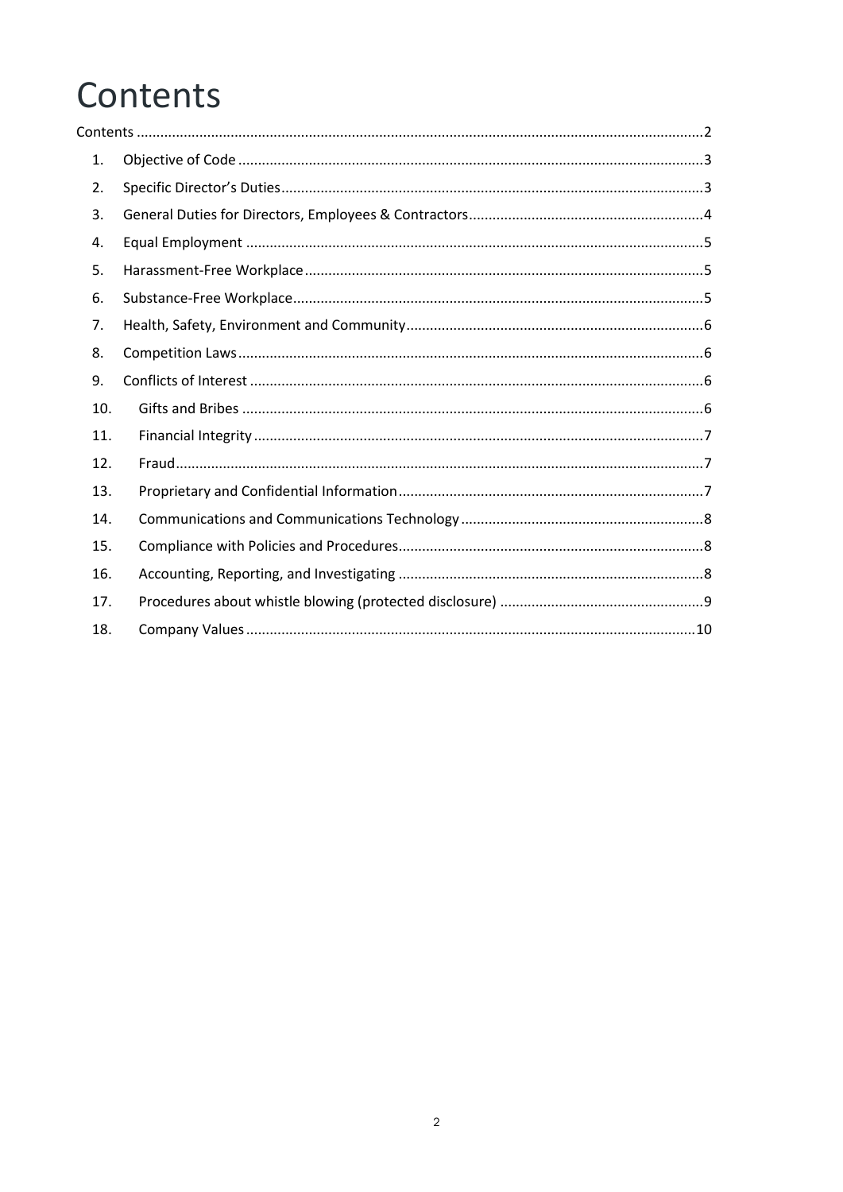# Contents

Contents ........................................................................................................................................2

1. Objective of Code ......................................................................................................................3
2. Specific Director's Duties...........................................................................................................3
3. General Duties for Directors, Employees & Contractors............................................................4
4. Equal Employment ....................................................................................................................5
5. Harassment-Free Workplace......................................................................................................5
6. Substance-Free Workplace.........................................................................................................5
7. Health, Safety, Environment and Community............................................................................6
8. Competition Laws.......................................................................................................................6
9. Conflicts of Interest ...................................................................................................................6
10. Gifts and Bribes .....................................................................................................................6
11. Financial Integrity ..................................................................................................................7
12. Fraud......................................................................................................................................7
13. Proprietary and Confidential Information..............................................................................7
14. Communications and Communications Technology..............................................................8
15. Compliance with Policies and Procedures..............................................................................8
16. Accounting, Reporting, and Investigating ..............................................................................8
17. Procedures about whistle blowing (protected disclosure) ....................................................9
18. Company Values ..................................................................................................................10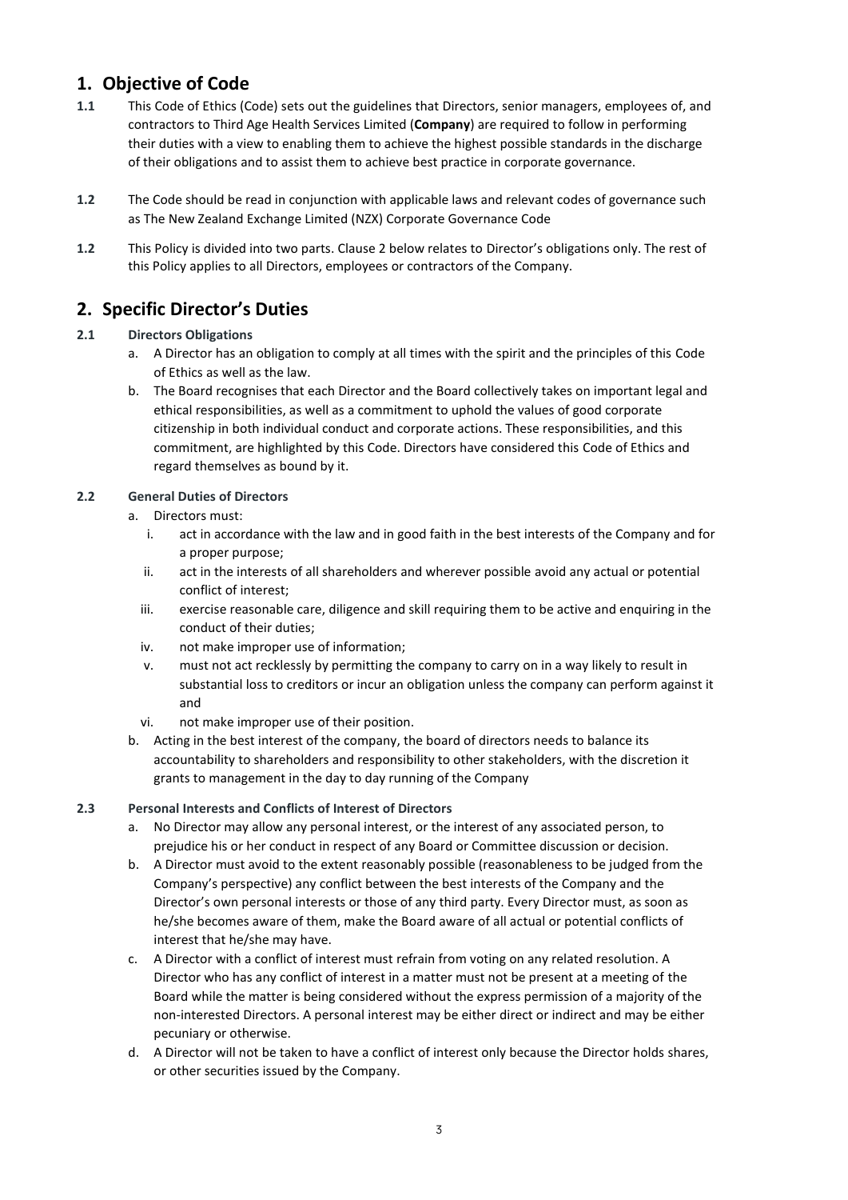## 1. Objective of Code

**1.1** This Code of Ethics (Code) sets out the guidelines that Directors, senior managers, employees of, and contractors to Third Age Health Services Limited (**Company**) are required to follow in performing their duties with a view to enabling them to achieve the highest possible standards in the discharge of their obligations and to assist them to achieve best practice in corporate governance.

**1.2** The Code should be read in conjunction with applicable laws and relevant codes of governance such as The New Zealand Exchange Limited (NZX) Corporate Governance Code

**1.2** This Policy is divided into two parts. Clause 2 below relates to Director's obligations only. The rest of this Policy applies to all Directors, employees or contractors of the Company.

## 2. Specific Director's Duties

### 2.1 Directors Obligations

a. A Director has an obligation to comply at all times with the spirit and the principles of this Code of Ethics as well as the law.

b. The Board recognises that each Director and the Board collectively takes on important legal and ethical responsibilities, as well as a commitment to uphold the values of good corporate citizenship in both individual conduct and corporate actions. These responsibilities, and this commitment, are highlighted by this Code. Directors have considered this Code of Ethics and regard themselves as bound by it.

### 2.2 General Duties of Directors

a. Directors must:

   i. act in accordance with the law and in good faith in the best interests of the Company and for a proper purpose;

   ii. act in the interests of all shareholders and wherever possible avoid any actual or potential conflict of interest;

   iii. exercise reasonable care, diligence and skill requiring them to be active and enquiring in the conduct of their duties;

   iv. not make improper use of information;

   v. must not act recklessly by permitting the company to carry on in a way likely to result in substantial loss to creditors or incur an obligation unless the company can perform against it and

   vi. not make improper use of their position.

b. Acting in the best interest of the company, the board of directors needs to balance its accountability to shareholders and responsibility to other stakeholders, with the discretion it grants to management in the day to day running of the Company

### 2.3 Personal Interests and Conflicts of Interest of Directors

a. No Director may allow any personal interest, or the interest of any associated person, to prejudice his or her conduct in respect of any Board or Committee discussion or decision.

b. A Director must avoid to the extent reasonably possible (reasonableness to be judged from the Company's perspective) any conflict between the best interests of the Company and the Director's own personal interests or those of any third party. Every Director must, as soon as he/she becomes aware of them, make the Board aware of all actual or potential conflicts of interest that he/she may have.

c. A Director with a conflict of interest must refrain from voting on any related resolution. A Director who has any conflict of interest in a matter must not be present at a meeting of the Board while the matter is being considered without the express permission of a majority of the non-interested Directors. A personal interest may be either direct or indirect and may be either pecuniary or otherwise.

d. A Director will not be taken to have a conflict of interest only because the Director holds shares, or other securities issued by the Company.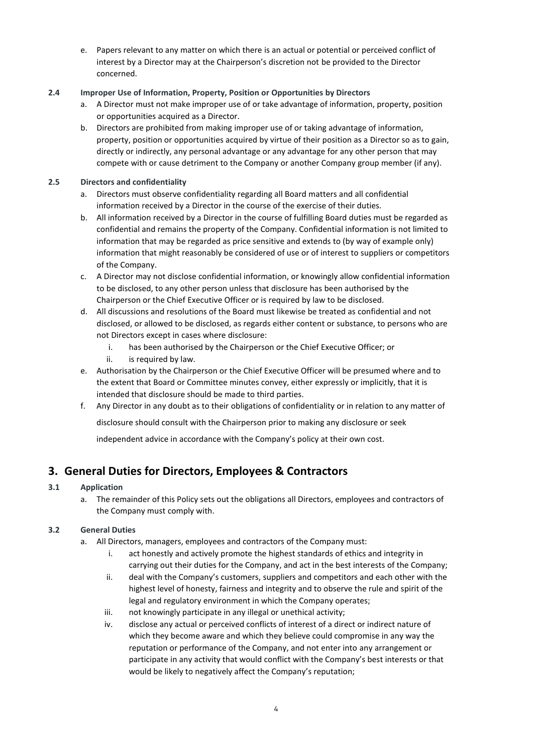e. Papers relevant to any matter on which there is an actual or potential or perceived conflict of interest by a Director may at the Chairperson's discretion not be provided to the Director concerned.

### 2.4 Improper Use of Information, Property, Position or Opportunities by Directors

a. A Director must not make improper use of or take advantage of information, property, position or opportunities acquired as a Director.

b. Directors are prohibited from making improper use of or taking advantage of information, property, position or opportunities acquired by virtue of their position as a Director so as to gain, directly or indirectly, any personal advantage or any advantage for any other person that may compete with or cause detriment to the Company or another Company group member (if any).

### 2.5 Directors and confidentiality

a. Directors must observe confidentiality regarding all Board matters and all confidential information received by a Director in the course of the exercise of their duties.

b. All information received by a Director in the course of fulfilling Board duties must be regarded as confidential and remains the property of the Company. Confidential information is not limited to information that may be regarded as price sensitive and extends to (by way of example only) information that might reasonably be considered of use or of interest to suppliers or competitors of the Company.

c. A Director may not disclose confidential information, or knowingly allow confidential information to be disclosed, to any other person unless that disclosure has been authorised by the Chairperson or the Chief Executive Officer or is required by law to be disclosed.

d. All discussions and resolutions of the Board must likewise be treated as confidential and not disclosed, or allowed to be disclosed, as regards either content or substance, to persons who are not Directors except in cases where disclosure:

   i. has been authorised by the Chairperson or the Chief Executive Officer; or
   
   ii. is required by law.

e. Authorisation by the Chairperson or the Chief Executive Officer will be presumed where and to the extent that Board or Committee minutes convey, either expressly or implicitly, that it is intended that disclosure should be made to third parties.

f. Any Director in any doubt as to their obligations of confidentiality or in relation to any matter of disclosure should consult with the Chairperson prior to making any disclosure or seek independent advice in accordance with the Company's policy at their own cost.

## 3. General Duties for Directors, Employees & Contractors

### 3.1 Application

a. The remainder of this Policy sets out the obligations all Directors, employees and contractors of the Company must comply with.

### 3.2 General Duties

a. All Directors, managers, employees and contractors of the Company must:

   i. act honestly and actively promote the highest standards of ethics and integrity in carrying out their duties for the Company, and act in the best interests of the Company;
   
   ii. deal with the Company's customers, suppliers and competitors and each other with the highest level of honesty, fairness and integrity and to observe the rule and spirit of the legal and regulatory environment in which the Company operates;
   
   iii. not knowingly participate in any illegal or unethical activity;
   
   iv. disclose any actual or perceived conflicts of interest of a direct or indirect nature of which they become aware and which they believe could compromise in any way the reputation or performance of the Company, and not enter into any arrangement or participate in any activity that would conflict with the Company's best interests or that would be likely to negatively affect the Company's reputation;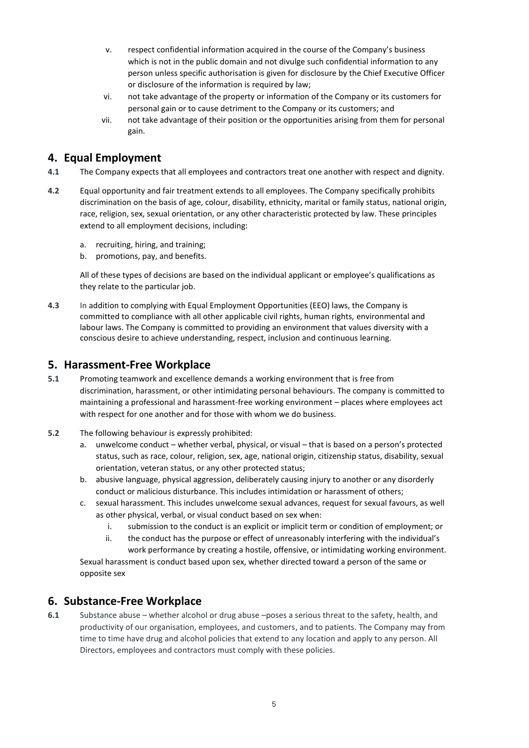v. respect confidential information acquired in the course of the Company's business which is not in the public domain and not divulge such confidential information to any person unless specific authorisation is given for disclosure by the Chief Executive Officer or disclosure of the information is required by law;

vi. not take advantage of the property or information of the Company or its customers for personal gain or to cause detriment to the Company or its customers; and

vii. not take advantage of their position or the opportunities arising from them for personal gain.

## 4. Equal Employment

**4.1** The Company expects that all employees and contractors treat one another with respect and dignity.

**4.2** Equal opportunity and fair treatment extends to all employees. The Company specifically prohibits discrimination on the basis of age, colour, disability, ethnicity, marital or family status, national origin, race, religion, sex, sexual orientation, or any other characteristic protected by law. These principles extend to all employment decisions, including:

a. recruiting, hiring, and training;
b. promotions, pay, and benefits.

All of these types of decisions are based on the individual applicant or employee's qualifications as they relate to the particular job.

**4.3** In addition to complying with Equal Employment Opportunities (EEO) laws, the Company is committed to compliance with all other applicable civil rights, human rights, environmental and labour laws. The Company is committed to providing an environment that values diversity with a conscious desire to achieve understanding, respect, inclusion and continuous learning.

## 5. Harassment-Free Workplace

**5.1** Promoting teamwork and excellence demands a working environment that is free from discrimination, harassment, or other intimidating personal behaviours. The company is committed to maintaining a professional and harassment-free working environment – places where employees act with respect for one another and for those with whom we do business.

**5.2** The following behaviour is expressly prohibited:

a. unwelcome conduct – whether verbal, physical, or visual – that is based on a person's protected status, such as race, colour, religion, sex, age, national origin, citizenship status, disability, sexual orientation, veteran status, or any other protected status;
b. abusive language, physical aggression, deliberately causing injury to another or any disorderly conduct or malicious disturbance. This includes intimidation or harassment of others;
c. sexual harassment. This includes unwelcome sexual advances, request for sexual favours, as well as other physical, verbal, or visual conduct based on sex when:
   i. submission to the conduct is an explicit or implicit term or condition of employment; or
   ii. the conduct has the purpose or effect of unreasonably interfering with the individual's work performance by creating a hostile, offensive, or intimidating working environment.

Sexual harassment is conduct based upon sex, whether directed toward a person of the same or opposite sex

## 6. Substance-Free Workplace

**6.1** Substance abuse – whether alcohol or drug abuse –poses a serious threat to the safety, health, and productivity of our organisation, employees, and customers, and to patients. The Company may from time to time have drug and alcohol policies that extend to any location and apply to any person. All Directors, employees and contractors must comply with these policies.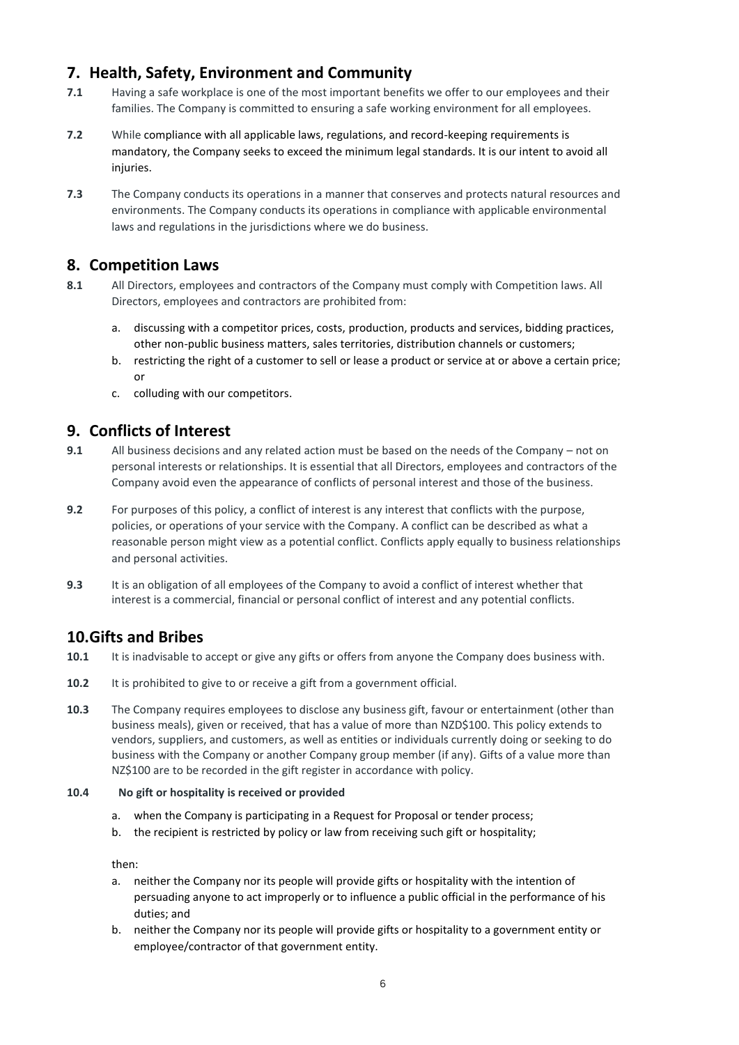## 7. Health, Safety, Environment and Community

**7.1** Having a safe workplace is one of the most important benefits we offer to our employees and their families. The Company is committed to ensuring a safe working environment for all employees.

**7.2** While compliance with all applicable laws, regulations, and record-keeping requirements is mandatory, the Company seeks to exceed the minimum legal standards. It is our intent to avoid all injuries.

**7.3** The Company conducts its operations in a manner that conserves and protects natural resources and environments. The Company conducts its operations in compliance with applicable environmental laws and regulations in the jurisdictions where we do business.

## 8. Competition Laws

**8.1** All Directors, employees and contractors of the Company must comply with Competition laws. All Directors, employees and contractors are prohibited from:

a. discussing with a competitor prices, costs, production, products and services, bidding practices, other non-public business matters, sales territories, distribution channels or customers;
b. restricting the right of a customer to sell or lease a product or service at or above a certain price; or
c. colluding with our competitors.

## 9. Conflicts of Interest

**9.1** All business decisions and any related action must be based on the needs of the Company – not on personal interests or relationships. It is essential that all Directors, employees and contractors of the Company avoid even the appearance of conflicts of personal interest and those of the business.

**9.2** For purposes of this policy, a conflict of interest is any interest that conflicts with the purpose, policies, or operations of your service with the Company. A conflict can be described as what a reasonable person might view as a potential conflict. Conflicts apply equally to business relationships and personal activities.

**9.3** It is an obligation of all employees of the Company to avoid a conflict of interest whether that interest is a commercial, financial or personal conflict of interest and any potential conflicts.

## 10. Gifts and Bribes

**10.1** It is inadvisable to accept or give any gifts or offers from anyone the Company does business with.

**10.2** It is prohibited to give to or receive a gift from a government official.

**10.3** The Company requires employees to disclose any business gift, favour or entertainment (other than business meals), given or received, that has a value of more than NZD$100. This policy extends to vendors, suppliers, and customers, as well as entities or individuals currently doing or seeking to do business with the Company or another Company group member (if any). Gifts of a value more than NZ$100 are to be recorded in the gift register in accordance with policy.

**10.4 No gift or hospitality is received or provided**

a. when the Company is participating in a Request for Proposal or tender process;
b. the recipient is restricted by policy or law from receiving such gift or hospitality;

then:

a. neither the Company nor its people will provide gifts or hospitality with the intention of persuading anyone to act improperly or to influence a public official in the performance of his duties; and
b. neither the Company nor its people will provide gifts or hospitality to a government entity or employee/contractor of that government entity.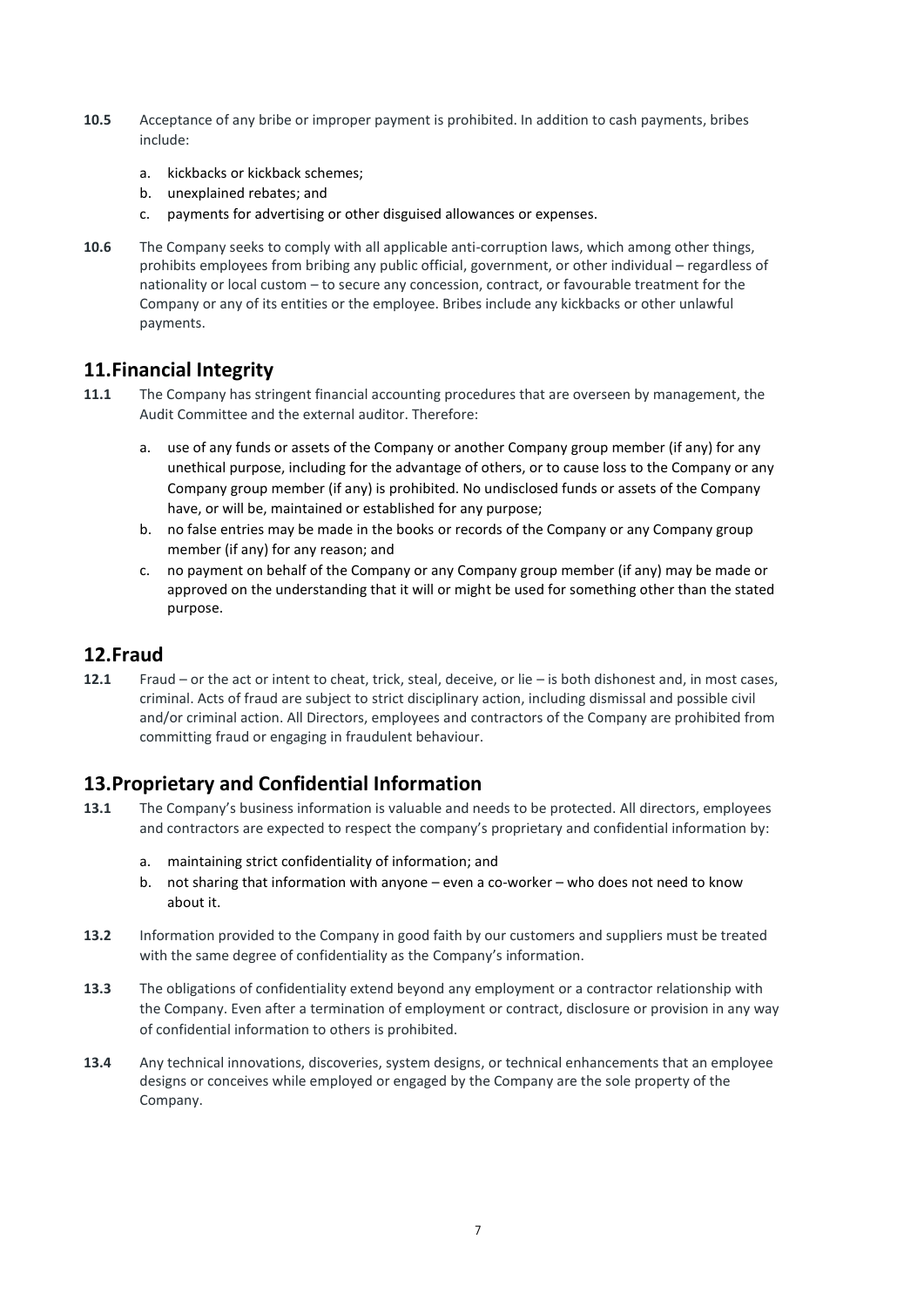**10.5** Acceptance of any bribe or improper payment is prohibited. In addition to cash payments, bribes include:

a. kickbacks or kickback schemes;
b. unexplained rebates; and
c. payments for advertising or other disguised allowances or expenses.

**10.6** The Company seeks to comply with all applicable anti-corruption laws, which among other things, prohibits employees from bribing any public official, government, or other individual – regardless of nationality or local custom – to secure any concession, contract, or favourable treatment for the Company or any of its entities or the employee. Bribes include any kickbacks or other unlawful payments.

## 11. Financial Integrity

**11.1** The Company has stringent financial accounting procedures that are overseen by management, the Audit Committee and the external auditor. Therefore:

a. use of any funds or assets of the Company or another Company group member (if any) for any unethical purpose, including for the advantage of others, or to cause loss to the Company or any Company group member (if any) is prohibited. No undisclosed funds or assets of the Company have, or will be, maintained or established for any purpose;
b. no false entries may be made in the books or records of the Company or any Company group member (if any) for any reason; and
c. no payment on behalf of the Company or any Company group member (if any) may be made or approved on the understanding that it will or might be used for something other than the stated purpose.

## 12. Fraud

**12.1** Fraud – or the act or intent to cheat, trick, steal, deceive, or lie – is both dishonest and, in most cases, criminal. Acts of fraud are subject to strict disciplinary action, including dismissal and possible civil and/or criminal action. All Directors, employees and contractors of the Company are prohibited from committing fraud or engaging in fraudulent behaviour.

## 13. Proprietary and Confidential Information

**13.1** The Company's business information is valuable and needs to be protected. All directors, employees and contractors are expected to respect the company's proprietary and confidential information by:

a. maintaining strict confidentiality of information; and
b. not sharing that information with anyone – even a co-worker – who does not need to know about it.

**13.2** Information provided to the Company in good faith by our customers and suppliers must be treated with the same degree of confidentiality as the Company's information.

**13.3** The obligations of confidentiality extend beyond any employment or a contractor relationship with the Company. Even after a termination of employment or contract, disclosure or provision in any way of confidential information to others is prohibited.

**13.4** Any technical innovations, discoveries, system designs, or technical enhancements that an employee designs or conceives while employed or engaged by the Company are the sole property of the Company.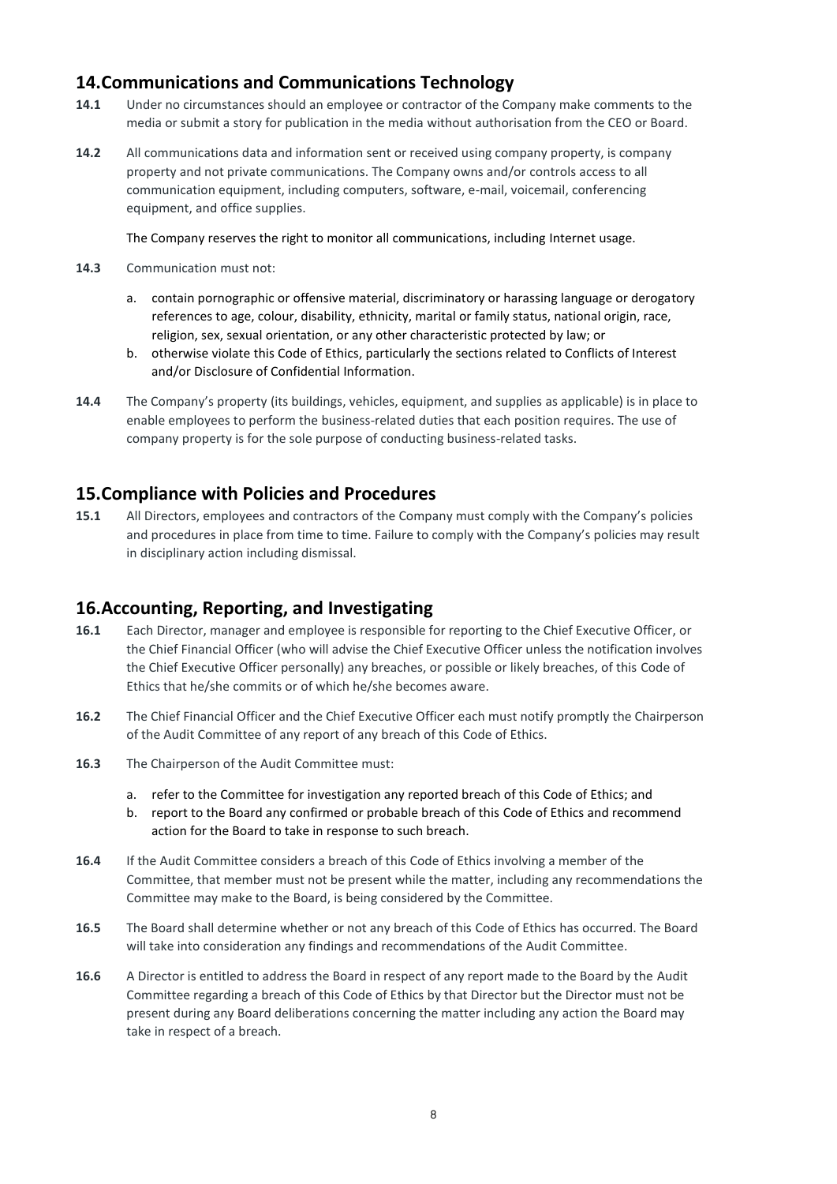## 14. Communications and Communications Technology

**14.1** Under no circumstances should an employee or contractor of the Company make comments to the media or submit a story for publication in the media without authorisation from the CEO or Board.

**14.2** All communications data and information sent or received using company property, is company property and not private communications. The Company owns and/or controls access to all communication equipment, including computers, software, e-mail, voicemail, conferencing equipment, and office supplies.

The Company reserves the right to monitor all communications, including Internet usage.

**14.3** Communication must not:

a. contain pornographic or offensive material, discriminatory or harassing language or derogatory references to age, colour, disability, ethnicity, marital or family status, national origin, race, religion, sex, sexual orientation, or any other characteristic protected by law; or
b. otherwise violate this Code of Ethics, particularly the sections related to Conflicts of Interest and/or Disclosure of Confidential Information.

**14.4** The Company's property (its buildings, vehicles, equipment, and supplies as applicable) is in place to enable employees to perform the business-related duties that each position requires. The use of company property is for the sole purpose of conducting business-related tasks.

## 15. Compliance with Policies and Procedures

**15.1** All Directors, employees and contractors of the Company must comply with the Company's policies and procedures in place from time to time. Failure to comply with the Company's policies may result in disciplinary action including dismissal.

## 16. Accounting, Reporting, and Investigating

**16.1** Each Director, manager and employee is responsible for reporting to the Chief Executive Officer, or the Chief Financial Officer (who will advise the Chief Executive Officer unless the notification involves the Chief Executive Officer personally) any breaches, or possible or likely breaches, of this Code of Ethics that he/she commits or of which he/she becomes aware.

**16.2** The Chief Financial Officer and the Chief Executive Officer each must notify promptly the Chairperson of the Audit Committee of any report of any breach of this Code of Ethics.

**16.3** The Chairperson of the Audit Committee must:

a. refer to the Committee for investigation any reported breach of this Code of Ethics; and
b. report to the Board any confirmed or probable breach of this Code of Ethics and recommend action for the Board to take in response to such breach.

**16.4** If the Audit Committee considers a breach of this Code of Ethics involving a member of the Committee, that member must not be present while the matter, including any recommendations the Committee may make to the Board, is being considered by the Committee.

**16.5** The Board shall determine whether or not any breach of this Code of Ethics has occurred. The Board will take into consideration any findings and recommendations of the Audit Committee.

**16.6** A Director is entitled to address the Board in respect of any report made to the Board by the Audit Committee regarding a breach of this Code of Ethics by that Director but the Director must not be present during any Board deliberations concerning the matter including any action the Board may take in respect of a breach.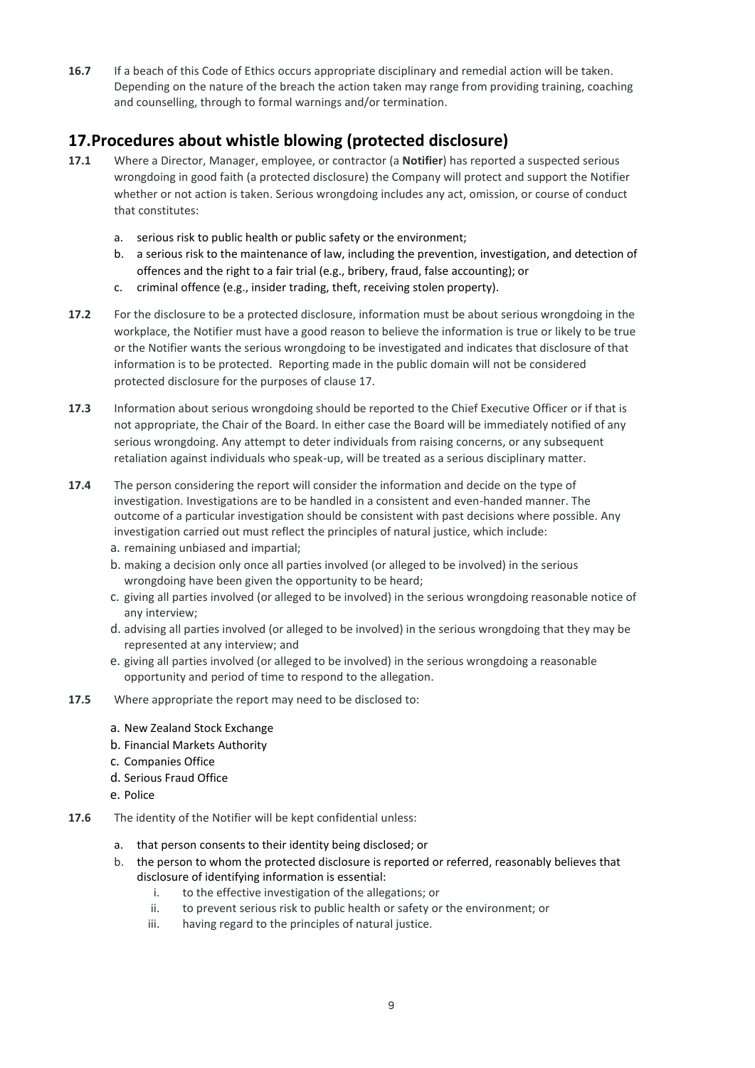**16.7** If a beach of this Code of Ethics occurs appropriate disciplinary and remedial action will be taken. Depending on the nature of the breach the action taken may range from providing training, coaching and counselling, through to formal warnings and/or termination.

## 17. Procedures about whistle blowing (protected disclosure)

**17.1** Where a Director, Manager, employee, or contractor (a **Notifier**) has reported a suspected serious wrongdoing in good faith (a protected disclosure) the Company will protect and support the Notifier whether or not action is taken. Serious wrongdoing includes any act, omission, or course of conduct that constitutes:

a. serious risk to public health or public safety or the environment;
b. a serious risk to the maintenance of law, including the prevention, investigation, and detection of offences and the right to a fair trial (e.g., bribery, fraud, false accounting); or
c. criminal offence (e.g., insider trading, theft, receiving stolen property).

**17.2** For the disclosure to be a protected disclosure, information must be about serious wrongdoing in the workplace, the Notifier must have a good reason to believe the information is true or likely to be true or the Notifier wants the serious wrongdoing to be investigated and indicates that disclosure of that information is to be protected. Reporting made in the public domain will not be considered protected disclosure for the purposes of clause 17.

**17.3** Information about serious wrongdoing should be reported to the Chief Executive Officer or if that is not appropriate, the Chair of the Board. In either case the Board will be immediately notified of any serious wrongdoing. Any attempt to deter individuals from raising concerns, or any subsequent retaliation against individuals who speak-up, will be treated as a serious disciplinary matter.

**17.4** The person considering the report will consider the information and decide on the type of investigation. Investigations are to be handled in a consistent and even-handed manner. The outcome of a particular investigation should be consistent with past decisions where possible. Any investigation carried out must reflect the principles of natural justice, which include:

a. remaining unbiased and impartial;
b. making a decision only once all parties involved (or alleged to be involved) in the serious wrongdoing have been given the opportunity to be heard;
c. giving all parties involved (or alleged to be involved) in the serious wrongdoing reasonable notice of any interview;
d. advising all parties involved (or alleged to be involved) in the serious wrongdoing that they may be represented at any interview; and
e. giving all parties involved (or alleged to be involved) in the serious wrongdoing a reasonable opportunity and period of time to respond to the allegation.

**17.5** Where appropriate the report may need to be disclosed to:

a. New Zealand Stock Exchange
b. Financial Markets Authority
c. Companies Office
d. Serious Fraud Office
e. Police

**17.6** The identity of the Notifier will be kept confidential unless:

a. that person consents to their identity being disclosed; or
b. the person to whom the protected disclosure is reported or referred, reasonably believes that disclosure of identifying information is essential:
    i. to the effective investigation of the allegations; or
    ii. to prevent serious risk to public health or safety or the environment; or
    iii. having regard to the principles of natural justice.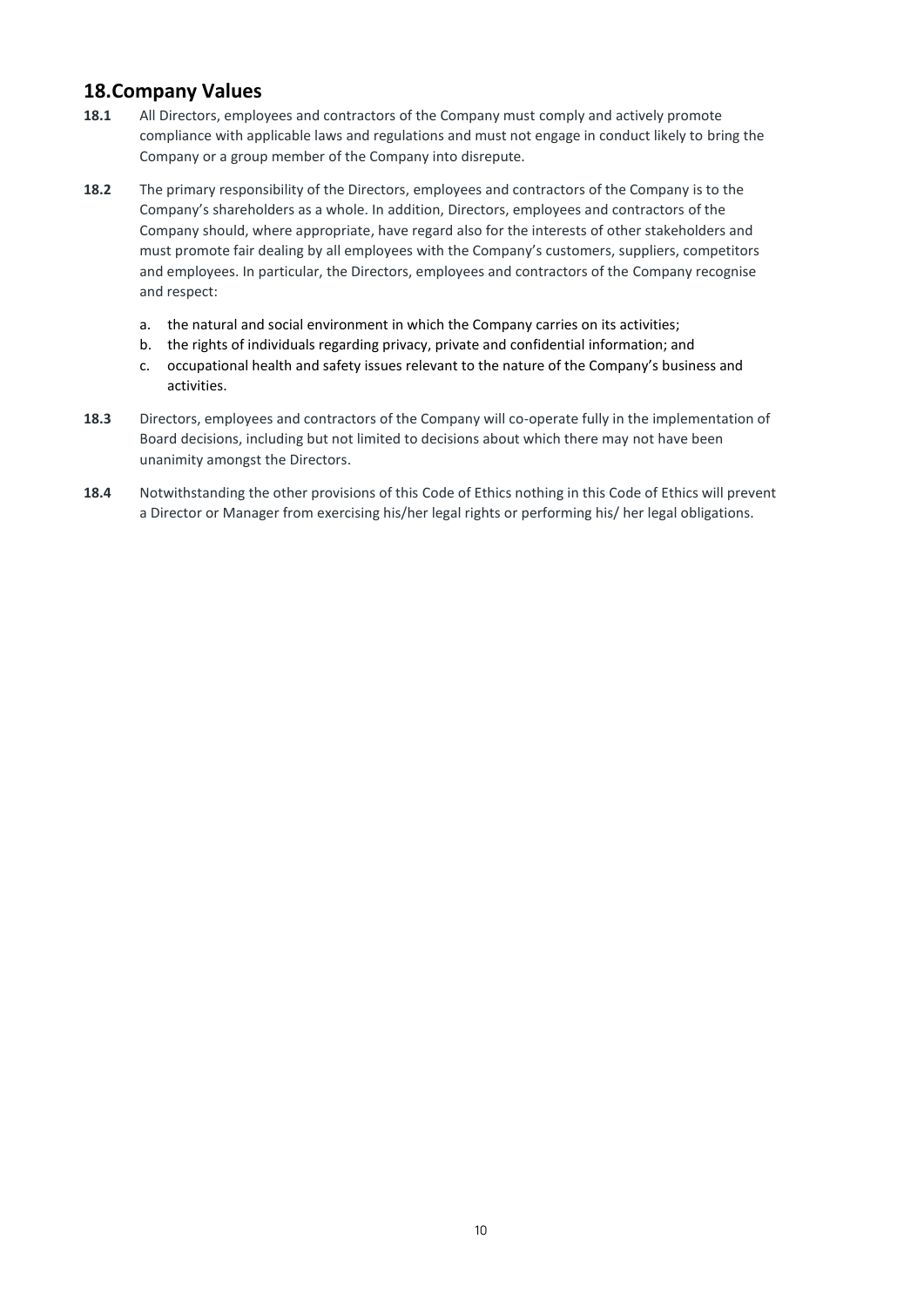## 18. Company Values

**18.1** All Directors, employees and contractors of the Company must comply and actively promote compliance with applicable laws and regulations and must not engage in conduct likely to bring the Company or a group member of the Company into disrepute.

**18.2** The primary responsibility of the Directors, employees and contractors of the Company is to the Company's shareholders as a whole. In addition, Directors, employees and contractors of the Company should, where appropriate, have regard also for the interests of other stakeholders and must promote fair dealing by all employees with the Company's customers, suppliers, competitors and employees. In particular, the Directors, employees and contractors of the Company recognise and respect:

a. the natural and social environment in which the Company carries on its activities;
b. the rights of individuals regarding privacy, private and confidential information; and
c. occupational health and safety issues relevant to the nature of the Company's business and activities.

**18.3** Directors, employees and contractors of the Company will co-operate fully in the implementation of Board decisions, including but not limited to decisions about which there may not have been unanimity amongst the Directors.

**18.4** Notwithstanding the other provisions of this Code of Ethics nothing in this Code of Ethics will prevent a Director or Manager from exercising his/her legal rights or performing his/ her legal obligations.